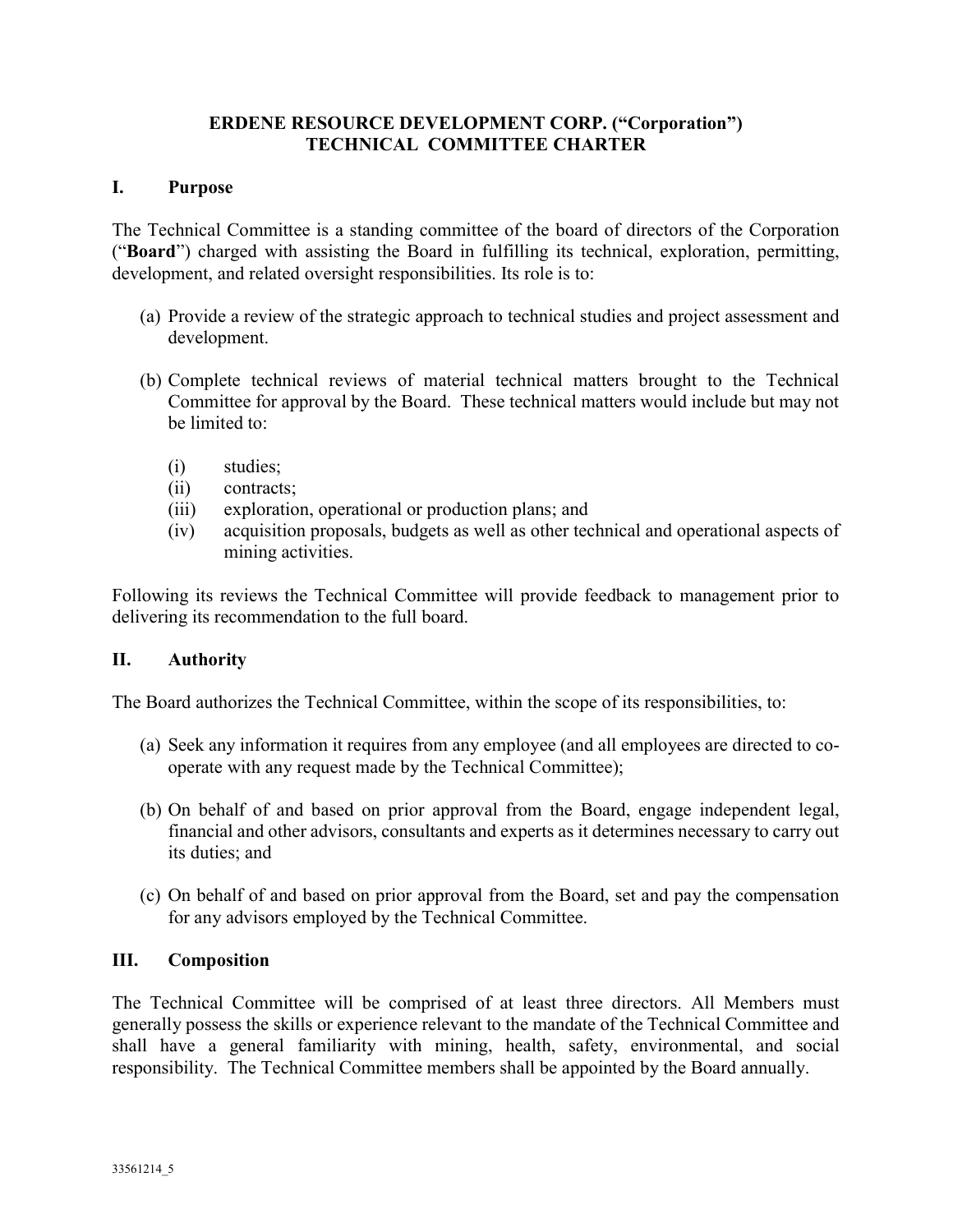**ERDENE RESOURCE DEVELOPMENT CORP. ("Corporation")**
**TECHNICAL COMMITTEE CHARTER**

## I. Purpose

The Technical Committee is a standing committee of the board of directors of the Corporation ("**Board**") charged with assisting the Board in fulfilling its technical, exploration, permitting, development, and related oversight responsibilities. Its role is to:

(a) Provide a review of the strategic approach to technical studies and project assessment and development.

(b) Complete technical reviews of material technical matters brought to the Technical Committee for approval by the Board. These technical matters would include but may not be limited to:

- (i) studies;
- (ii) contracts;
- (iii) exploration, operational or production plans; and
- (iv) acquisition proposals, budgets as well as other technical and operational aspects of mining activities.

Following its reviews the Technical Committee will provide feedback to management prior to delivering its recommendation to the full board.

## II. Authority

The Board authorizes the Technical Committee, within the scope of its responsibilities, to:

(a) Seek any information it requires from any employee (and all employees are directed to co-operate with any request made by the Technical Committee);

(b) On behalf of and based on prior approval from the Board, engage independent legal, financial and other advisors, consultants and experts as it determines necessary to carry out its duties; and

(c) On behalf of and based on prior approval from the Board, set and pay the compensation for any advisors employed by the Technical Committee.

## III. Composition

The Technical Committee will be comprised of at least three directors. All Members must generally possess the skills or experience relevant to the mandate of the Technical Committee and shall have a general familiarity with mining, health, safety, environmental, and social responsibility. The Technical Committee members shall be appointed by the Board annually.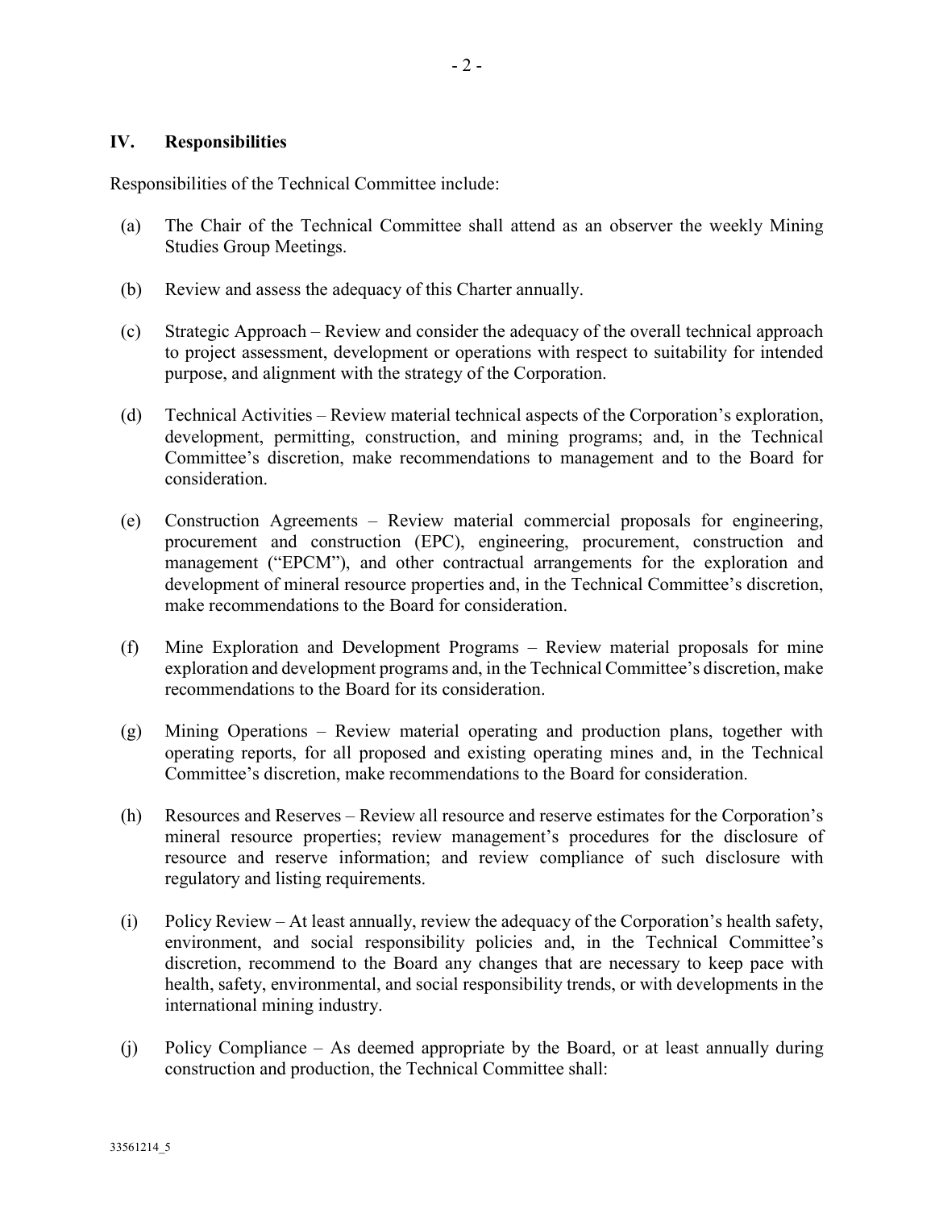## IV. Responsibilities

Responsibilities of the Technical Committee include:

(a) The Chair of the Technical Committee shall attend as an observer the weekly Mining Studies Group Meetings.

(b) Review and assess the adequacy of this Charter annually.

(c) Strategic Approach – Review and consider the adequacy of the overall technical approach to project assessment, development or operations with respect to suitability for intended purpose, and alignment with the strategy of the Corporation.

(d) Technical Activities – Review material technical aspects of the Corporation's exploration, development, permitting, construction, and mining programs; and, in the Technical Committee's discretion, make recommendations to management and to the Board for consideration.

(e) Construction Agreements – Review material commercial proposals for engineering, procurement and construction (EPC), engineering, procurement, construction and management ("EPCM"), and other contractual arrangements for the exploration and development of mineral resource properties and, in the Technical Committee's discretion, make recommendations to the Board for consideration.

(f) Mine Exploration and Development Programs – Review material proposals for mine exploration and development programs and, in the Technical Committee's discretion, make recommendations to the Board for its consideration.

(g) Mining Operations – Review material operating and production plans, together with operating reports, for all proposed and existing operating mines and, in the Technical Committee's discretion, make recommendations to the Board for consideration.

(h) Resources and Reserves – Review all resource and reserve estimates for the Corporation's mineral resource properties; review management's procedures for the disclosure of resource and reserve information; and review compliance of such disclosure with regulatory and listing requirements.

(i) Policy Review – At least annually, review the adequacy of the Corporation's health safety, environment, and social responsibility policies and, in the Technical Committee's discretion, recommend to the Board any changes that are necessary to keep pace with health, safety, environmental, and social responsibility trends, or with developments in the international mining industry.

(j) Policy Compliance – As deemed appropriate by the Board, or at least annually during construction and production, the Technical Committee shall: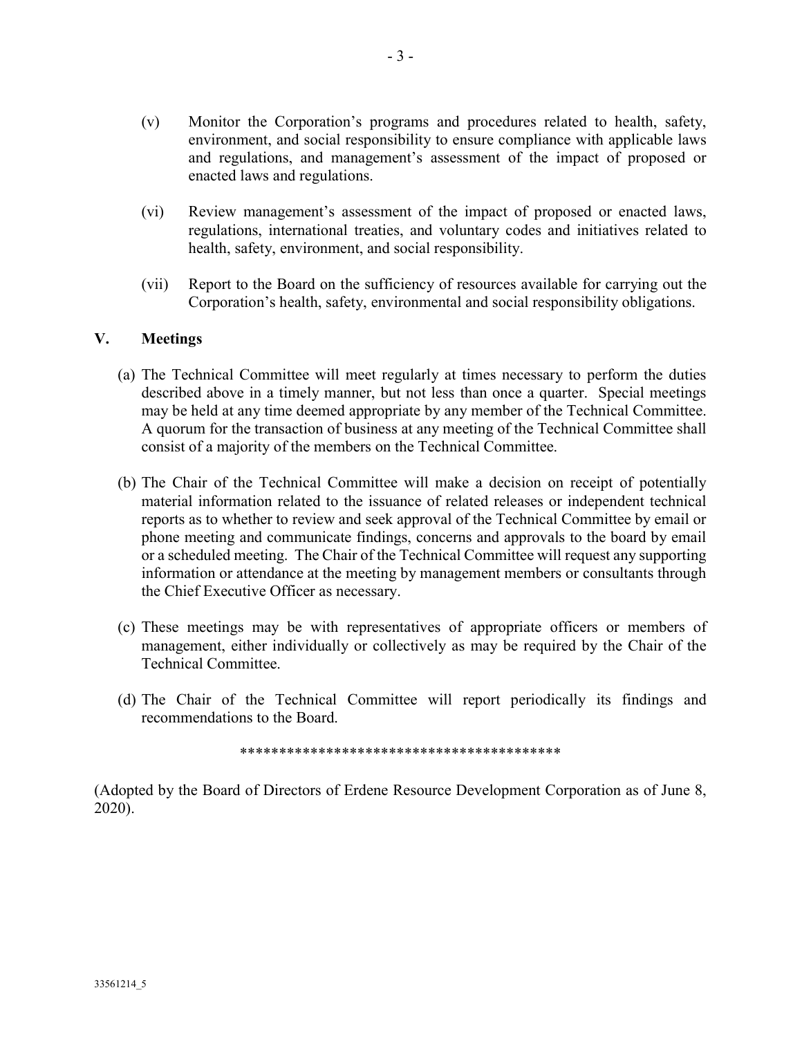(v) Monitor the Corporation's programs and procedures related to health, safety, environment, and social responsibility to ensure compliance with applicable laws and regulations, and management's assessment of the impact of proposed or enacted laws and regulations.

(vi) Review management's assessment of the impact of proposed or enacted laws, regulations, international treaties, and voluntary codes and initiatives related to health, safety, environment, and social responsibility.

(vii) Report to the Board on the sufficiency of resources available for carrying out the Corporation's health, safety, environmental and social responsibility obligations.

## V. Meetings

(a) The Technical Committee will meet regularly at times necessary to perform the duties described above in a timely manner, but not less than once a quarter. Special meetings may be held at any time deemed appropriate by any member of the Technical Committee. A quorum for the transaction of business at any meeting of the Technical Committee shall consist of a majority of the members on the Technical Committee.

(b) The Chair of the Technical Committee will make a decision on receipt of potentially material information related to the issuance of related releases or independent technical reports as to whether to review and seek approval of the Technical Committee by email or phone meeting and communicate findings, concerns and approvals to the board by email or a scheduled meeting. The Chair of the Technical Committee will request any supporting information or attendance at the meeting by management members or consultants through the Chief Executive Officer as necessary.

(c) These meetings may be with representatives of appropriate officers or members of management, either individually or collectively as may be required by the Chair of the Technical Committee.

(d) The Chair of the Technical Committee will report periodically its findings and recommendations to the Board.

*****************************************

(Adopted by the Board of Directors of Erdene Resource Development Corporation as of June 8, 2020).

33561214_5